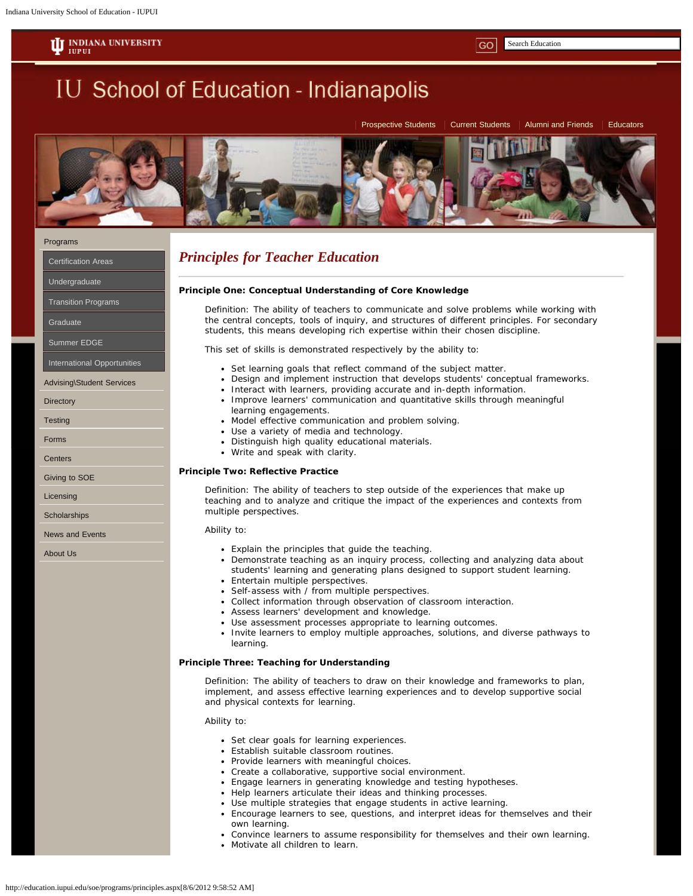IU School of Education - Indianapolis

Prospective Students | Current Students | Alumni and Friends | Educators

- Programs
  - Certification Areas
  - Undergraduate
  - Transition Programs
  - Graduate
  - Summer EDGE
  - International Opportunities
- Advising\Student Services
- Directory
- Testing
- Forms
- Centers
- Giving to SOE
- Licensing
- Scholarships
- News and Events
- About Us

# *Principles for Teacher Education*

**Principle One: Conceptual Understanding of Core Knowledge**

Definition: The ability of teachers to communicate and solve problems while working with the central concepts, tools of inquiry, and structures of different principles. For secondary students, this means developing rich expertise within their chosen discipline.

This set of skills is demonstrated respectively by the ability to:

- Set learning goals that reflect command of the subject matter.
- Design and implement instruction that develops students' conceptual frameworks.
- Interact with learners, providing accurate and in-depth information.
- Improve learners' communication and quantitative skills through meaningful learning engagements.
- Model effective communication and problem solving.
- Use a variety of media and technology.
- Distinguish high quality educational materials.
- Write and speak with clarity.

**Principle Two: Reflective Practice**

Definition: The ability of teachers to step outside of the experiences that make up teaching and to analyze and critique the impact of the experiences and contexts from multiple perspectives.

Ability to:

- Explain the principles that guide the teaching.
- Demonstrate teaching as an inquiry process, collecting and analyzing data about students' learning and generating plans designed to support student learning.
- Entertain multiple perspectives.
- Self-assess with / from multiple perspectives.
- Collect information through observation of classroom interaction.
- Assess learners' development and knowledge.
- Use assessment processes appropriate to learning outcomes.
- Invite learners to employ multiple approaches, solutions, and diverse pathways to learning.

**Principle Three: Teaching for Understanding**

Definition: The ability of teachers to draw on their knowledge and frameworks to plan, implement, and assess effective learning experiences and to develop supportive social and physical contexts for learning.

Ability to:

- Set clear goals for learning experiences.
- Establish suitable classroom routines.
- Provide learners with meaningful choices.
- Create a collaborative, supportive social environment.
- Engage learners in generating knowledge and testing hypotheses.
- Help learners articulate their ideas and thinking processes.
- Use multiple strategies that engage students in active learning.
- Encourage learners to see, questions, and interpret ideas for themselves and their own learning.
- Convince learners to assume responsibility for themselves and their own learning.
- Motivate all children to learn.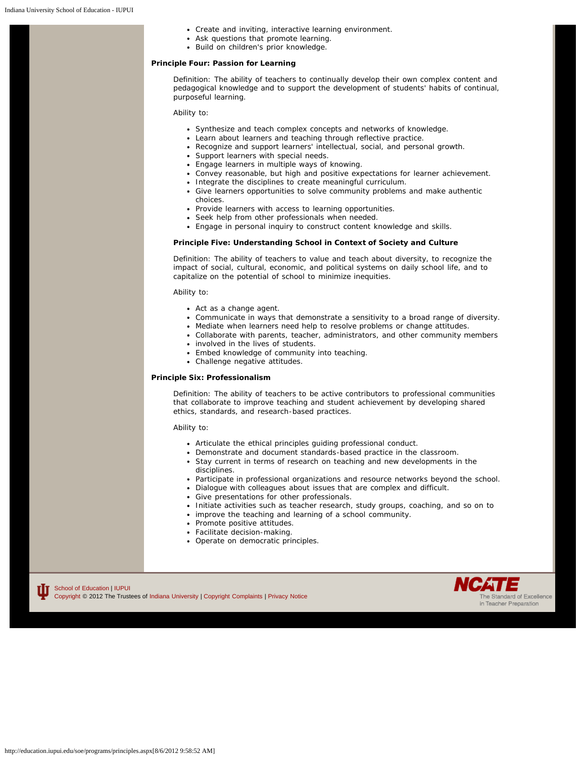- Create and inviting, interactive learning environment.
- Ask questions that promote learning.
- Build on children's prior knowledge.

**Principle Four: Passion for Learning**

Definition: The ability of teachers to continually develop their own complex content and pedagogical knowledge and to support the development of students' habits of continual, purposeful learning.

Ability to:

- Synthesize and teach complex concepts and networks of knowledge.
- Learn about learners and teaching through reflective practice.
- Recognize and support learners' intellectual, social, and personal growth.
- Support learners with special needs.
- Engage learners in multiple ways of knowing.
- Convey reasonable, but high and positive expectations for learner achievement.
- Integrate the disciplines to create meaningful curriculum.
- Give learners opportunities to solve community problems and make authentic choices.
- Provide learners with access to learning opportunities.
- Seek help from other professionals when needed.
- Engage in personal inquiry to construct content knowledge and skills.

**Principle Five: Understanding School in Context of Society and Culture**

Definition: The ability of teachers to value and teach about diversity, to recognize the impact of social, cultural, economic, and political systems on daily school life, and to capitalize on the potential of school to minimize inequities.

Ability to:

- Act as a change agent.
- Communicate in ways that demonstrate a sensitivity to a broad range of diversity.
- Mediate when learners need help to resolve problems or change attitudes.
- Collaborate with parents, teacher, administrators, and other community members
- involved in the lives of students.
- Embed knowledge of community into teaching.
- Challenge negative attitudes.

**Principle Six: Professionalism**

Definition: The ability of teachers to be active contributors to professional communities that collaborate to improve teaching and student achievement by developing shared ethics, standards, and research-based practices.

Ability to:

- Articulate the ethical principles guiding professional conduct.
- Demonstrate and document standards-based practice in the classroom.
- Stay current in terms of research on teaching and new developments in the disciplines.
- Participate in professional organizations and resource networks beyond the school.
- Dialogue with colleagues about issues that are complex and difficult.
- Give presentations for other professionals.
- Initiate activities such as teacher research, study groups, coaching, and so on to
- improve the teaching and learning of a school community.
- Promote positive attitudes.
- Facilitate decision-making.
- Operate on democratic principles.

School of Education | IUPUI
Copyright © 2012 The Trustees of Indiana University | Copyright Complaints | Privacy Notice

NCATE The Standard of Excellence in Teacher Preparation